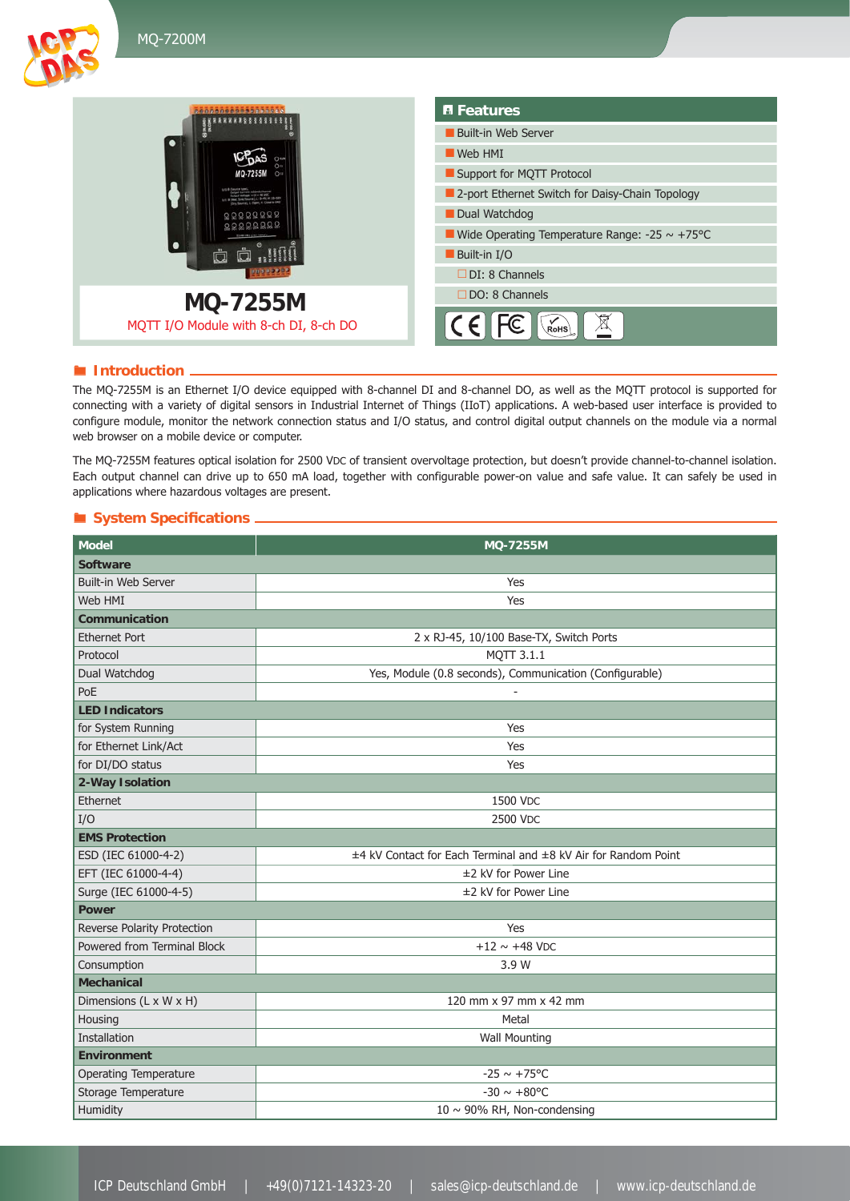# MQ-7255M

MQTT I/O Module with 8-ch DI, 8-ch DO

## Features

- Built-in Web Server
- Web HMI
- Support for MQTT Protocol
- 2-port Ethernet Switch for Daisy-Chain Topology
- Dual Watchdog
- Wide Operating Temperature Range: -25 ~ +75°C
- Built-in I/O
  - DI: 8 Channels
  - DO: 8 Channels

## Introduction

The MQ-7255M is an Ethernet I/O device equipped with 8-channel DI and 8-channel DO, as well as the MQTT protocol is supported for connecting with a variety of digital sensors in Industrial Internet of Things (IIoT) applications. A web-based user interface is provided to configure module, monitor the network connection status and I/O status, and control digital output channels on the module via a normal web browser on a mobile device or computer.

The MQ-7255M features optical isolation for 2500 VDC of transient overvoltage protection, but doesn't provide channel-to-channel isolation. Each output channel can drive up to 650 mA load, together with configurable power-on value and safe value. It can safely be used in applications where hazardous voltages are present.

## System Specifications

| Model | MQ-7255M |
|---|---|
| **Software** | |
| Built-in Web Server | Yes |
| Web HMI | Yes |
| **Communication** | |
| Ethernet Port | 2 x RJ-45, 10/100 Base-TX, Switch Ports |
| Protocol | MQTT 3.1.1 |
| Dual Watchdog | Yes, Module (0.8 seconds), Communication (Configurable) |
| PoE | - |
| **LED Indicators** | |
| for System Running | Yes |
| for Ethernet Link/Act | Yes |
| for DI/DO status | Yes |
| **2-Way Isolation** | |
| Ethernet | 1500 VDC |
| I/O | 2500 VDC |
| **EMS Protection** | |
| ESD (IEC 61000-4-2) | ±4 kV Contact for Each Terminal and ±8 kV Air for Random Point |
| EFT (IEC 61000-4-4) | ±2 kV for Power Line |
| Surge (IEC 61000-4-5) | ±2 kV for Power Line |
| **Power** | |
| Reverse Polarity Protection | Yes |
| Powered from Terminal Block | +12 ~ +48 VDC |
| Consumption | 3.9 W |
| **Mechanical** | |
| Dimensions (L x W x H) | 120 mm x 97 mm x 42 mm |
| Housing | Metal |
| Installation | Wall Mounting |
| **Environment** | |
| Operating Temperature | -25 ~ +75°C |
| Storage Temperature | -30 ~ +80°C |
| Humidity | 10 ~ 90% RH, Non-condensing |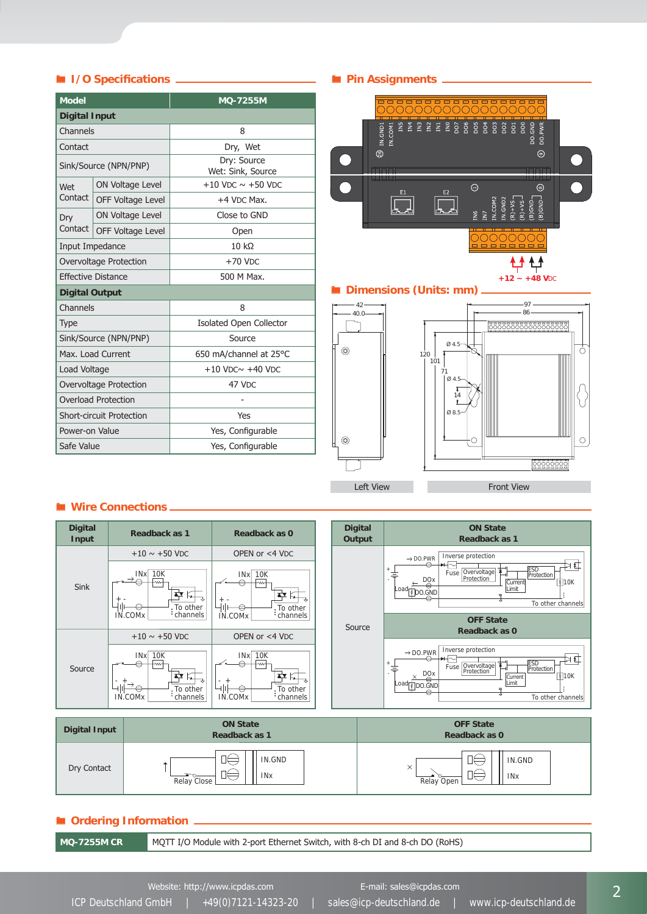## I/O Specifications

| Model | | MQ-7255M |
|---|---|---|
| **Digital Input** | | |
| Channels | | 8 |
| Contact | | Dry, Wet |
| Sink/Source (NPN/PNP) | | Dry: Source<br>Wet: Sink, Source |
| Wet Contact | ON Voltage Level | +10 VDC ~ +50 VDC |
| | OFF Voltage Level | +4 VDC Max. |
| Dry Contact | ON Voltage Level | Close to GND |
| | OFF Voltage Level | Open |
| Input Impedance | | 10 kΩ |
| Overvoltage Protection | | +70 VDC |
| Effective Distance | | 500 M Max. |
| **Digital Output** | | |
| Channels | | 8 |
| Type | | Isolated Open Collector |
| Sink/Source (NPN/PNP) | | Source |
| Max. Load Current | | 650 mA/channel at 25°C |
| Load Voltage | | +10 VDC~ +40 VDC |
| Overvoltage Protection | | 47 VDC |
| Overload Protection | | - |
| Short-circuit Protection | | Yes |
| Power-on Value | | Yes, Configurable |
| Safe Value | | Yes, Configurable |

## Pin Assignments

IN.GND1 IN.COM1 IN5 IN4 IN3 IN2 IN1 IN0 DO7 DO6 DO5 DO4 DO3 DO2 DO1 DO0 DO.GND DO.PWR

E1 E2

IN6 IN7 IN.COM2 IN.GND2 (R)+VS (R)+VS (B)GND (B)GND

+12 ~ +48 VDC

## Dimensions (Units: mm)

42
40.0
97
86
120
101
71
Ø 4.5
Ø 4.5
14
Ø 8.5

Left View

Front View

## Wire Connections

| Digital Input | Readback as 1 | Readback as 0 |
|---|---|---|
| Sink | +10 ~ +50 VDC | OPEN or <4 VDC |
| Source | +10 ~ +50 VDC | OPEN or <4 VDC |

INx 10K, IN.COMx, To other channels

| Digital Output | ON State Readback as 1 / OFF State Readback as 0 |
|---|---|
| Source | DO.PWR, Inverse protection, Fuse, Overvoltage Protection, DOx, Load, DO.GND, ESD Protection, Current Limit, 10K, To other channels |

| Digital Input | ON State Readback as 1 | OFF State Readback as 0 |
|---|---|---|
| Dry Contact | Relay Close (IN.GND, INx) | Relay Open (IN.GND, INx) |

## Ordering Information

| | |
|---|---|
| **MQ-7255M CR** | MQTT I/O Module with 2-port Ethernet Switch, with 8-ch DI and 8-ch DO (RoHS) |

Website: http://www.icpdas.com E-mail: sales@icpdas.com

ICP Deutschland GmbH | +49(0)7121-14323-20 | sales@icp-deutschland.de | www.icp-deutschland.de